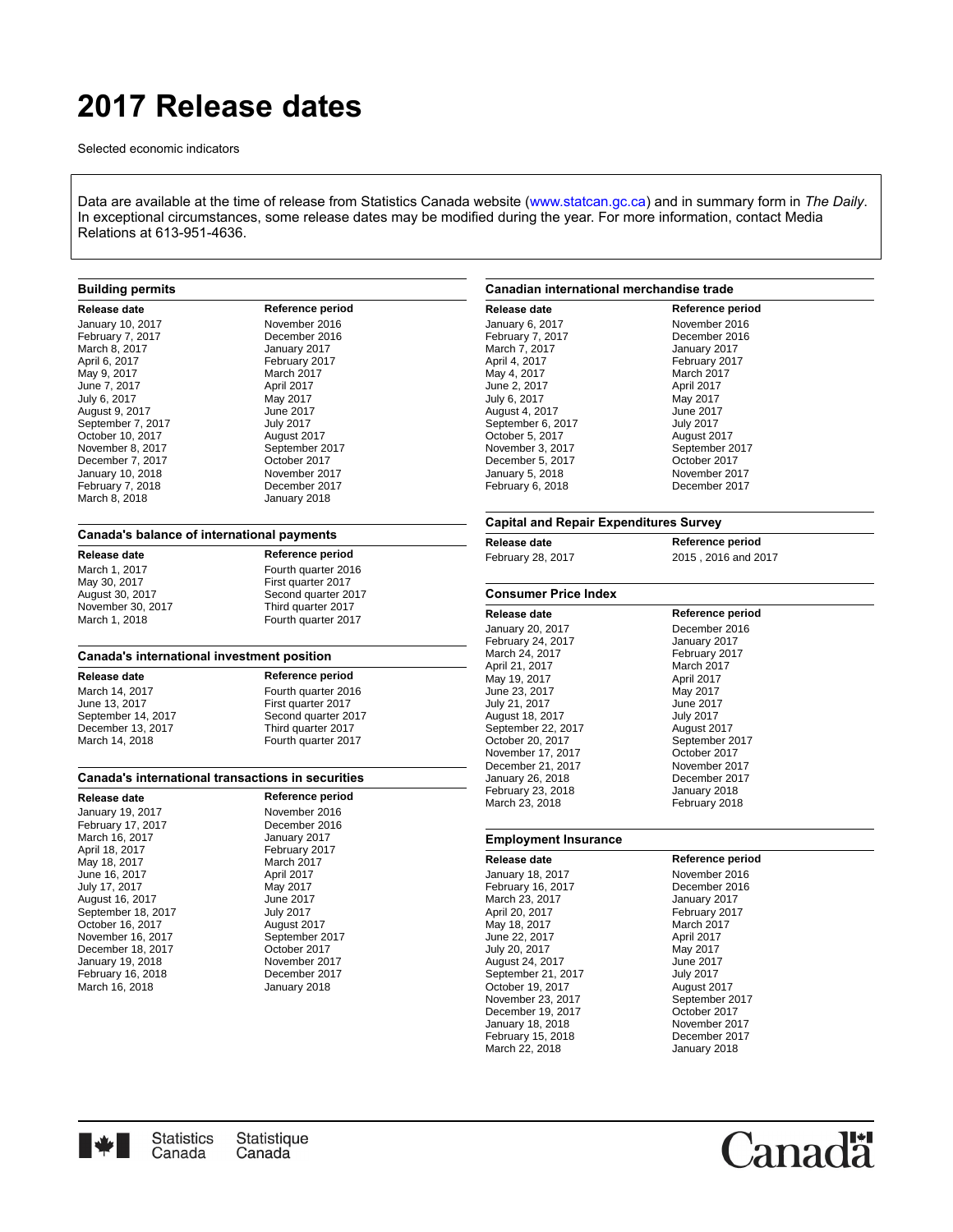# 2017 Release dates

Selected economic indicators

Data are available at the time of release from Statistics Canada website (www.statcan.gc.ca) and in summary form in *The Daily*. In exceptional circumstances, some release dates may be modified during the year. For more information, contact Media Relations at 613-951-4636.

### Building permits

| Release date | Reference period |
| --- | --- |
| January 10, 2017 | November 2016 |
| February 7, 2017 | December 2016 |
| March 8, 2017 | January 2017 |
| April 6, 2017 | February 2017 |
| May 9, 2017 | March 2017 |
| June 7, 2017 | April 2017 |
| July 6, 2017 | May 2017 |
| August 9, 2017 | June 2017 |
| September 7, 2017 | July 2017 |
| October 10, 2017 | August 2017 |
| November 8, 2017 | September 2017 |
| December 7, 2017 | October 2017 |
| January 10, 2018 | November 2017 |
| February 7, 2018 | December 2017 |
| March 8, 2018 | January 2018 |

### Canada's balance of international payments

| Release date | Reference period |
| --- | --- |
| March 1, 2017 | Fourth quarter 2016 |
| May 30, 2017 | First quarter 2017 |
| August 30, 2017 | Second quarter 2017 |
| November 30, 2017 | Third quarter 2017 |
| March 1, 2018 | Fourth quarter 2017 |

### Canada's international investment position

| Release date | Reference period |
| --- | --- |
| March 14, 2017 | Fourth quarter 2016 |
| June 13, 2017 | First quarter 2017 |
| September 14, 2017 | Second quarter 2017 |
| December 13, 2017 | Third quarter 2017 |
| March 14, 2018 | Fourth quarter 2017 |

### Canada's international transactions in securities

| Release date | Reference period |
| --- | --- |
| January 19, 2017 | November 2016 |
| February 17, 2017 | December 2016 |
| March 16, 2017 | January 2017 |
| April 18, 2017 | February 2017 |
| May 18, 2017 | March 2017 |
| June 16, 2017 | April 2017 |
| July 17, 2017 | May 2017 |
| August 16, 2017 | June 2017 |
| September 18, 2017 | July 2017 |
| October 16, 2017 | August 2017 |
| November 16, 2017 | September 2017 |
| December 18, 2017 | October 2017 |
| January 19, 2018 | November 2017 |
| February 16, 2018 | December 2017 |
| March 16, 2018 | January 2018 |

### Canadian international merchandise trade

| Release date | Reference period |
| --- | --- |
| January 6, 2017 | November 2016 |
| February 7, 2017 | December 2016 |
| March 7, 2017 | January 2017 |
| April 4, 2017 | February 2017 |
| May 4, 2017 | March 2017 |
| June 2, 2017 | April 2017 |
| July 6, 2017 | May 2017 |
| August 4, 2017 | June 2017 |
| September 6, 2017 | July 2017 |
| October 5, 2017 | August 2017 |
| November 3, 2017 | September 2017 |
| December 5, 2017 | October 2017 |
| January 5, 2018 | November 2017 |
| February 6, 2018 | December 2017 |

### Capital and Repair Expenditures Survey

| Release date | Reference period |
| --- | --- |
| February 28, 2017 | 2015 , 2016 and 2017 |

### Consumer Price Index

| Release date | Reference period |
| --- | --- |
| January 20, 2017 | December 2016 |
| February 24, 2017 | January 2017 |
| March 24, 2017 | February 2017 |
| April 21, 2017 | March 2017 |
| May 19, 2017 | April 2017 |
| June 23, 2017 | May 2017 |
| July 21, 2017 | June 2017 |
| August 18, 2017 | July 2017 |
| September 22, 2017 | August 2017 |
| October 20, 2017 | September 2017 |
| November 17, 2017 | October 2017 |
| December 21, 2017 | November 2017 |
| January 26, 2018 | December 2017 |
| February 23, 2018 | January 2018 |
| March 23, 2018 | February 2018 |

### Employment Insurance

| Release date | Reference period |
| --- | --- |
| January 18, 2017 | November 2016 |
| February 16, 2017 | December 2016 |
| March 23, 2017 | January 2017 |
| April 20, 2017 | February 2017 |
| May 18, 2017 | March 2017 |
| June 22, 2017 | April 2017 |
| July 20, 2017 | May 2017 |
| August 24, 2017 | June 2017 |
| September 21, 2017 | July 2017 |
| October 19, 2017 | August 2017 |
| November 23, 2017 | September 2017 |
| December 19, 2017 | October 2017 |
| January 18, 2018 | November 2017 |
| February 15, 2018 | December 2017 |
| March 22, 2018 | January 2018 |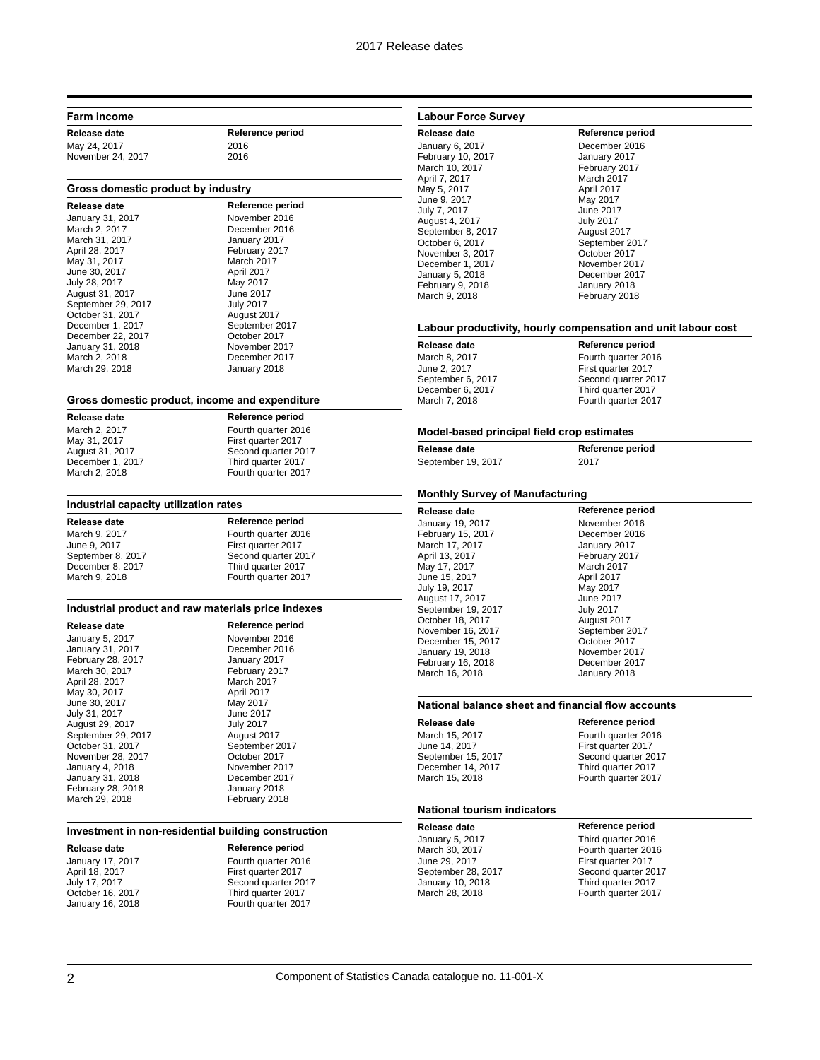# 2017 Release dates

### Farm income

| Release date | Reference period |
| --- | --- |
| May 24, 2017 | 2016 |
| November 24, 2017 | 2016 |

### Gross domestic product by industry

| Release date | Reference period |
| --- | --- |
| January 31, 2017 | November 2016 |
| March 2, 2017 | December 2016 |
| March 31, 2017 | January 2017 |
| April 28, 2017 | February 2017 |
| May 31, 2017 | March 2017 |
| June 30, 2017 | April 2017 |
| July 28, 2017 | May 2017 |
| August 31, 2017 | June 2017 |
| September 29, 2017 | July 2017 |
| October 31, 2017 | August 2017 |
| December 1, 2017 | September 2017 |
| December 22, 2017 | October 2017 |
| January 31, 2018 | November 2017 |
| March 2, 2018 | December 2017 |
| March 29, 2018 | January 2018 |

### Gross domestic product, income and expenditure

| Release date | Reference period |
| --- | --- |
| March 2, 2017 | Fourth quarter 2016 |
| May 31, 2017 | First quarter 2017 |
| August 31, 2017 | Second quarter 2017 |
| December 1, 2017 | Third quarter 2017 |
| March 2, 2018 | Fourth quarter 2017 |

### Industrial capacity utilization rates

| Release date | Reference period |
| --- | --- |
| March 9, 2017 | Fourth quarter 2016 |
| June 9, 2017 | First quarter 2017 |
| September 8, 2017 | Second quarter 2017 |
| December 8, 2017 | Third quarter 2017 |
| March 9, 2018 | Fourth quarter 2017 |

### Industrial product and raw materials price indexes

| Release date | Reference period |
| --- | --- |
| January 5, 2017 | November 2016 |
| January 31, 2017 | December 2016 |
| February 28, 2017 | January 2017 |
| March 30, 2017 | February 2017 |
| April 28, 2017 | March 2017 |
| May 30, 2017 | April 2017 |
| June 30, 2017 | May 2017 |
| July 31, 2017 | June 2017 |
| August 29, 2017 | July 2017 |
| September 29, 2017 | August 2017 |
| October 31, 2017 | September 2017 |
| November 28, 2017 | October 2017 |
| January 4, 2018 | November 2017 |
| January 31, 2018 | December 2017 |
| February 28, 2018 | January 2018 |
| March 29, 2018 | February 2018 |

### Investment in non-residential building construction

| Release date | Reference period |
| --- | --- |
| January 17, 2017 | Fourth quarter 2016 |
| April 18, 2017 | First quarter 2017 |
| July 17, 2017 | Second quarter 2017 |
| October 16, 2017 | Third quarter 2017 |
| January 16, 2018 | Fourth quarter 2017 |

### Labour Force Survey

| Release date | Reference period |
| --- | --- |
| January 6, 2017 | December 2016 |
| February 10, 2017 | January 2017 |
| March 10, 2017 | February 2017 |
| April 7, 2017 | March 2017 |
| May 5, 2017 | April 2017 |
| June 9, 2017 | May 2017 |
| July 7, 2017 | June 2017 |
| August 4, 2017 | July 2017 |
| September 8, 2017 | August 2017 |
| October 6, 2017 | September 2017 |
| November 3, 2017 | October 2017 |
| December 1, 2017 | November 2017 |
| January 5, 2018 | December 2017 |
| February 9, 2018 | January 2018 |
| March 9, 2018 | February 2018 |

### Labour productivity, hourly compensation and unit labour cost

| Release date | Reference period |
| --- | --- |
| March 8, 2017 | Fourth quarter 2016 |
| June 2, 2017 | First quarter 2017 |
| September 6, 2017 | Second quarter 2017 |
| December 6, 2017 | Third quarter 2017 |
| March 7, 2018 | Fourth quarter 2017 |

### Model-based principal field crop estimates

| Release date | Reference period |
| --- | --- |
| September 19, 2017 | 2017 |

### Monthly Survey of Manufacturing

| Release date | Reference period |
| --- | --- |
| January 19, 2017 | November 2016 |
| February 15, 2017 | December 2016 |
| March 17, 2017 | January 2017 |
| April 13, 2017 | February 2017 |
| May 17, 2017 | March 2017 |
| June 15, 2017 | April 2017 |
| July 19, 2017 | May 2017 |
| August 17, 2017 | June 2017 |
| September 19, 2017 | July 2017 |
| October 18, 2017 | August 2017 |
| November 16, 2017 | September 2017 |
| December 15, 2017 | October 2017 |
| January 19, 2018 | November 2017 |
| February 16, 2018 | December 2017 |
| March 16, 2018 | January 2018 |

### National balance sheet and financial flow accounts

| Release date | Reference period |
| --- | --- |
| March 15, 2017 | Fourth quarter 2016 |
| June 14, 2017 | First quarter 2017 |
| September 15, 2017 | Second quarter 2017 |
| December 14, 2017 | Third quarter 2017 |
| March 15, 2018 | Fourth quarter 2017 |

### National tourism indicators

| Release date | Reference period |
| --- | --- |
| January 5, 2017 | Third quarter 2016 |
| March 30, 2017 | Fourth quarter 2016 |
| June 29, 2017 | First quarter 2017 |
| September 28, 2017 | Second quarter 2017 |
| January 10, 2018 | Third quarter 2017 |
| March 28, 2018 | Fourth quarter 2017 |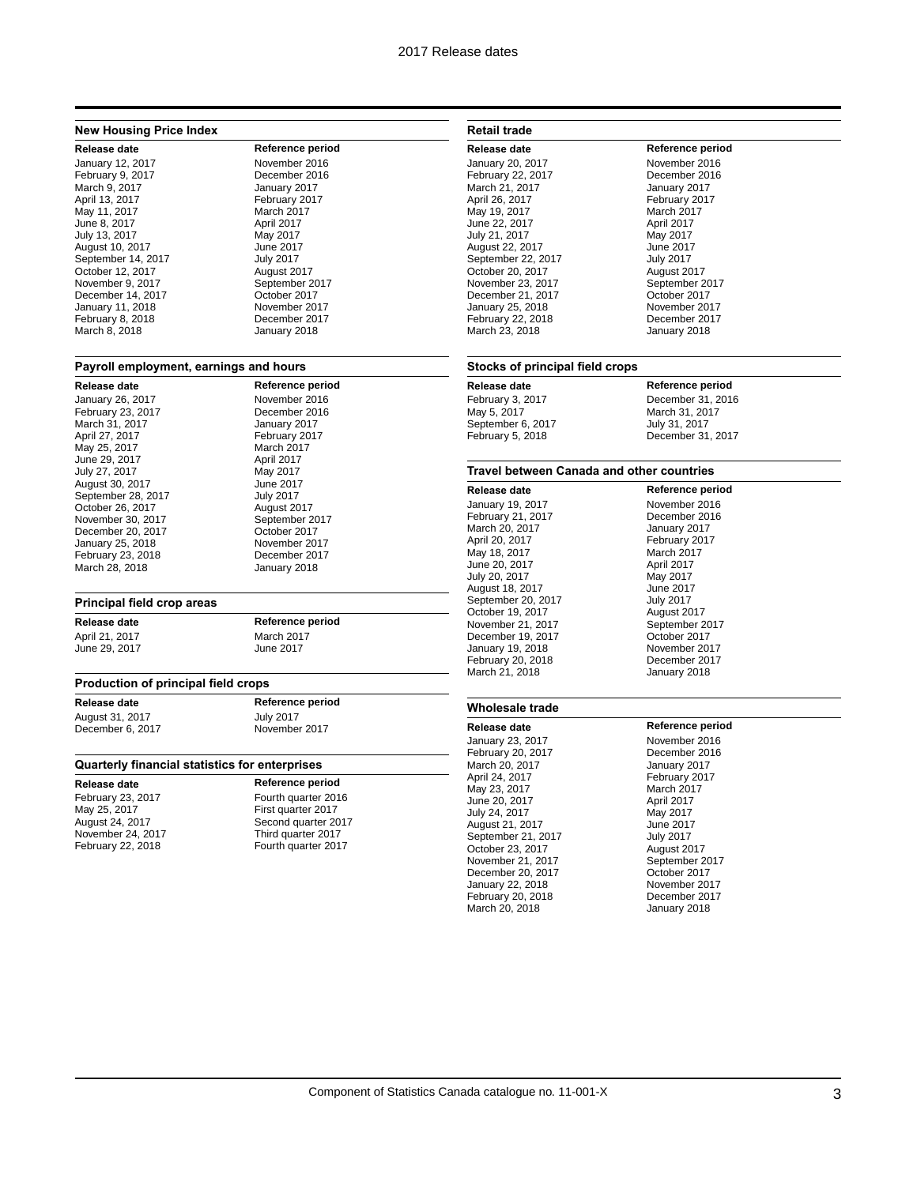### New Housing Price Index

| Release date | Reference period |
|---|---|
| January 12, 2017 | November 2016 |
| February 9, 2017 | December 2016 |
| March 9, 2017 | January 2017 |
| April 13, 2017 | February 2017 |
| May 11, 2017 | March 2017 |
| June 8, 2017 | April 2017 |
| July 13, 2017 | May 2017 |
| August 10, 2017 | June 2017 |
| September 14, 2017 | July 2017 |
| October 12, 2017 | August 2017 |
| November 9, 2017 | September 2017 |
| December 14, 2017 | October 2017 |
| January 11, 2018 | November 2017 |
| February 8, 2018 | December 2017 |
| March 8, 2018 | January 2018 |

### Payroll employment, earnings and hours

| Release date | Reference period |
|---|---|
| January 26, 2017 | November 2016 |
| February 23, 2017 | December 2016 |
| March 31, 2017 | January 2017 |
| April 27, 2017 | February 2017 |
| May 25, 2017 | March 2017 |
| June 29, 2017 | April 2017 |
| July 27, 2017 | May 2017 |
| August 30, 2017 | June 2017 |
| September 28, 2017 | July 2017 |
| October 26, 2017 | August 2017 |
| November 30, 2017 | September 2017 |
| December 20, 2017 | October 2017 |
| January 25, 2018 | November 2017 |
| February 23, 2018 | December 2017 |
| March 28, 2018 | January 2018 |

### Principal field crop areas

| Release date | Reference period |
|---|---|
| April 21, 2017 | March 2017 |
| June 29, 2017 | June 2017 |

### Production of principal field crops

| Release date | Reference period |
|---|---|
| August 31, 2017 | July 2017 |
| December 6, 2017 | November 2017 |

### Quarterly financial statistics for enterprises

| Release date | Reference period |
|---|---|
| February 23, 2017 | Fourth quarter 2016 |
| May 25, 2017 | First quarter 2017 |
| August 24, 2017 | Second quarter 2017 |
| November 24, 2017 | Third quarter 2017 |
| February 22, 2018 | Fourth quarter 2017 |

### Retail trade

| Release date | Reference period |
|---|---|
| January 20, 2017 | November 2016 |
| February 22, 2017 | December 2016 |
| March 21, 2017 | January 2017 |
| April 26, 2017 | February 2017 |
| May 19, 2017 | March 2017 |
| June 22, 2017 | April 2017 |
| July 21, 2017 | May 2017 |
| August 22, 2017 | June 2017 |
| September 22, 2017 | July 2017 |
| October 20, 2017 | August 2017 |
| November 23, 2017 | September 2017 |
| December 21, 2017 | October 2017 |
| January 25, 2018 | November 2017 |
| February 22, 2018 | December 2017 |
| March 23, 2018 | January 2018 |

### Stocks of principal field crops

| Release date | Reference period |
|---|---|
| February 3, 2017 | December 31, 2016 |
| May 5, 2017 | March 31, 2017 |
| September 6, 2017 | July 31, 2017 |
| February 5, 2018 | December 31, 2017 |

### Travel between Canada and other countries

| Release date | Reference period |
|---|---|
| January 19, 2017 | November 2016 |
| February 21, 2017 | December 2016 |
| March 20, 2017 | January 2017 |
| April 20, 2017 | February 2017 |
| May 18, 2017 | March 2017 |
| June 20, 2017 | April 2017 |
| July 20, 2017 | May 2017 |
| August 18, 2017 | June 2017 |
| September 20, 2017 | July 2017 |
| October 19, 2017 | August 2017 |
| November 21, 2017 | September 2017 |
| December 19, 2017 | October 2017 |
| January 19, 2018 | November 2017 |
| February 20, 2018 | December 2017 |
| March 21, 2018 | January 2018 |

### Wholesale trade

| Release date | Reference period |
|---|---|
| January 23, 2017 | November 2016 |
| February 20, 2017 | December 2016 |
| March 20, 2017 | January 2017 |
| April 24, 2017 | February 2017 |
| May 23, 2017 | March 2017 |
| June 20, 2017 | April 2017 |
| July 24, 2017 | May 2017 |
| August 21, 2017 | June 2017 |
| September 21, 2017 | July 2017 |
| October 23, 2017 | August 2017 |
| November 21, 2017 | September 2017 |
| December 20, 2017 | October 2017 |
| January 22, 2018 | November 2017 |
| February 20, 2018 | December 2017 |
| March 20, 2018 | January 2018 |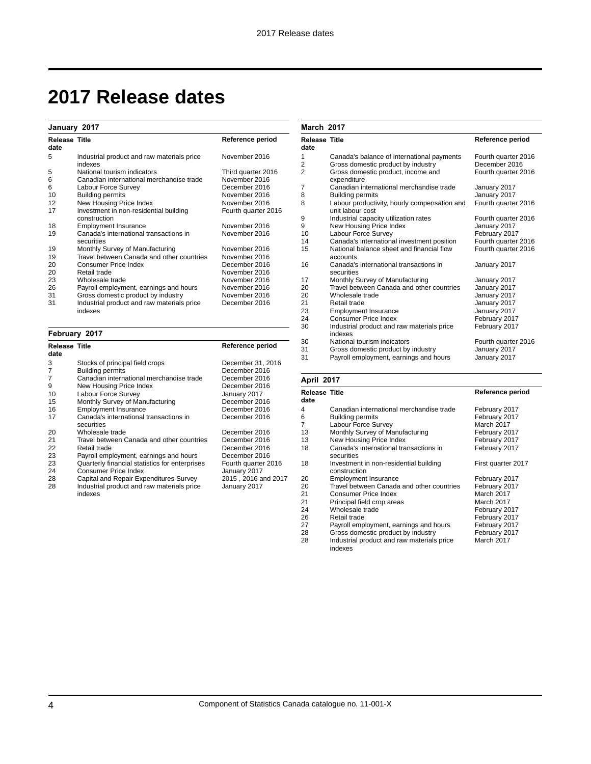# 2017 Release dates

### January 2017

| Release date | Title | Reference period |
|---|---|---|
| 5 | Industrial product and raw materials price indexes | November 2016 |
| 5 | National tourism indicators | Third quarter 2016 |
| 6 | Canadian international merchandise trade | November 2016 |
| 6 | Labour Force Survey | December 2016 |
| 10 | Building permits | November 2016 |
| 12 | New Housing Price Index | November 2016 |
| 17 | Investment in non-residential building construction | Fourth quarter 2016 |
| 18 | Employment Insurance | November 2016 |
| 19 | Canada's international transactions in securities | November 2016 |
| 19 | Monthly Survey of Manufacturing | November 2016 |
| 19 | Travel between Canada and other countries | November 2016 |
| 20 | Consumer Price Index | December 2016 |
| 20 | Retail trade | November 2016 |
| 23 | Wholesale trade | November 2016 |
| 26 | Payroll employment, earnings and hours | November 2016 |
| 31 | Gross domestic product by industry | November 2016 |
| 31 | Industrial product and raw materials price indexes | December 2016 |

### February 2017

| Release date | Title | Reference period |
|---|---|---|
| 3 | Stocks of principal field crops | December 31, 2016 |
| 7 | Building permits | December 2016 |
| 7 | Canadian international merchandise trade | December 2016 |
| 9 | New Housing Price Index | December 2016 |
| 10 | Labour Force Survey | January 2017 |
| 15 | Monthly Survey of Manufacturing | December 2016 |
| 16 | Employment Insurance | December 2016 |
| 17 | Canada's international transactions in securities | December 2016 |
| 20 | Wholesale trade | December 2016 |
| 21 | Travel between Canada and other countries | December 2016 |
| 22 | Retail trade | December 2016 |
| 23 | Payroll employment, earnings and hours | December 2016 |
| 23 | Quarterly financial statistics for enterprises | Fourth quarter 2016 |
| 24 | Consumer Price Index | January 2017 |
| 28 | Capital and Repair Expenditures Survey | 2015 , 2016 and 2017 |
| 28 | Industrial product and raw materials price indexes | January 2017 |

### March 2017

| Release date | Title | Reference period |
|---|---|---|
| 1 | Canada's balance of international payments | Fourth quarter 2016 |
| 2 | Gross domestic product by industry | December 2016 |
| 2 | Gross domestic product, income and expenditure | Fourth quarter 2016 |
| 7 | Canadian international merchandise trade | January 2017 |
| 8 | Building permits | January 2017 |
| 8 | Labour productivity, hourly compensation and unit labour cost | Fourth quarter 2016 |
| 9 | Industrial capacity utilization rates | Fourth quarter 2016 |
| 9 | New Housing Price Index | January 2017 |
| 10 | Labour Force Survey | February 2017 |
| 14 | Canada's international investment position | Fourth quarter 2016 |
| 15 | National balance sheet and financial flow accounts | Fourth quarter 2016 |
| 16 | Canada's international transactions in securities | January 2017 |
| 17 | Monthly Survey of Manufacturing | January 2017 |
| 20 | Travel between Canada and other countries | January 2017 |
| 20 | Wholesale trade | January 2017 |
| 21 | Retail trade | January 2017 |
| 23 | Employment Insurance | January 2017 |
| 24 | Consumer Price Index | February 2017 |
| 30 | Industrial product and raw materials price indexes | February 2017 |
| 30 | National tourism indicators | Fourth quarter 2016 |
| 31 | Gross domestic product by industry | January 2017 |
| 31 | Payroll employment, earnings and hours | January 2017 |

### April 2017

| Release date | Title | Reference period |
|---|---|---|
| 4 | Canadian international merchandise trade | February 2017 |
| 6 | Building permits | February 2017 |
| 7 | Labour Force Survey | March 2017 |
| 13 | Monthly Survey of Manufacturing | February 2017 |
| 13 | New Housing Price Index | February 2017 |
| 18 | Canada's international transactions in securities | February 2017 |
| 18 | Investment in non-residential building construction | First quarter 2017 |
| 20 | Employment Insurance | February 2017 |
| 20 | Travel between Canada and other countries | February 2017 |
| 21 | Consumer Price Index | March 2017 |
| 21 | Principal field crop areas | March 2017 |
| 24 | Wholesale trade | February 2017 |
| 26 | Retail trade | February 2017 |
| 27 | Payroll employment, earnings and hours | February 2017 |
| 28 | Gross domestic product by industry | February 2017 |
| 28 | Industrial product and raw materials price indexes | March 2017 |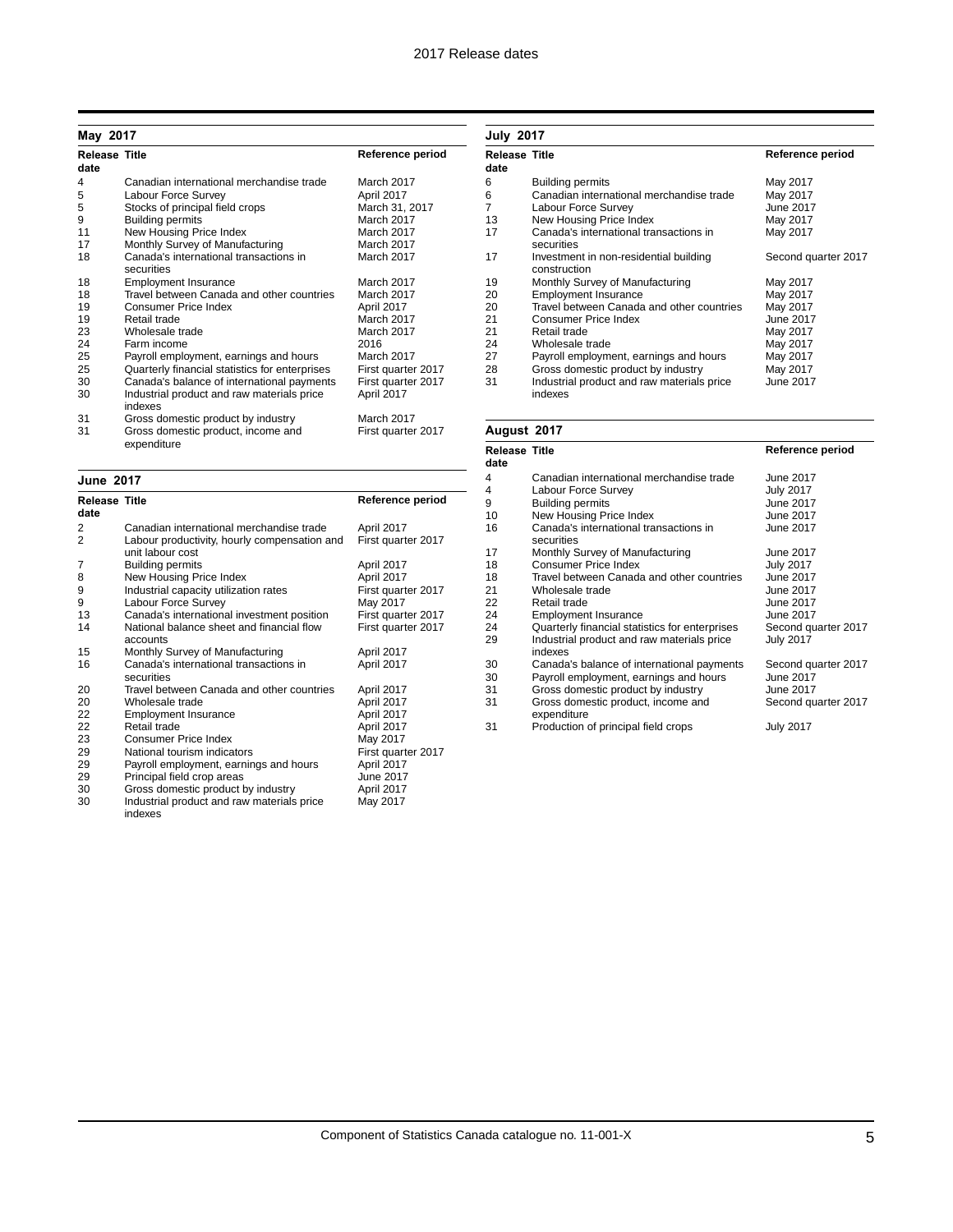## May 2017

| Release date | Title | Reference period |
|---|---|---|
| 4 | Canadian international merchandise trade | March 2017 |
| 5 | Labour Force Survey | April 2017 |
| 5 | Stocks of principal field crops | March 31, 2017 |
| 9 | Building permits | March 2017 |
| 11 | New Housing Price Index | March 2017 |
| 17 | Monthly Survey of Manufacturing | March 2017 |
| 18 | Canada's international transactions in securities | March 2017 |
| 18 | Employment Insurance | March 2017 |
| 18 | Travel between Canada and other countries | March 2017 |
| 19 | Consumer Price Index | April 2017 |
| 19 | Retail trade | March 2017 |
| 23 | Wholesale trade | March 2017 |
| 24 | Farm income | 2016 |
| 25 | Payroll employment, earnings and hours | March 2017 |
| 25 | Quarterly financial statistics for enterprises | First quarter 2017 |
| 30 | Canada's balance of international payments | First quarter 2017 |
| 30 | Industrial product and raw materials price indexes | April 2017 |
| 31 | Gross domestic product by industry | March 2017 |
| 31 | Gross domestic product, income and expenditure | First quarter 2017 |

## June 2017

| Release date | Title | Reference period |
|---|---|---|
| 2 | Canadian international merchandise trade | April 2017 |
| 2 | Labour productivity, hourly compensation and unit labour cost | First quarter 2017 |
| 7 | Building permits | April 2017 |
| 8 | New Housing Price Index | April 2017 |
| 9 | Industrial capacity utilization rates | First quarter 2017 |
| 9 | Labour Force Survey | May 2017 |
| 13 | Canada's international investment position | First quarter 2017 |
| 14 | National balance sheet and financial flow accounts | First quarter 2017 |
| 15 | Monthly Survey of Manufacturing | April 2017 |
| 16 | Canada's international transactions in securities | April 2017 |
| 20 | Travel between Canada and other countries | April 2017 |
| 20 | Wholesale trade | April 2017 |
| 22 | Employment Insurance | April 2017 |
| 22 | Retail trade | April 2017 |
| 23 | Consumer Price Index | May 2017 |
| 29 | National tourism indicators | First quarter 2017 |
| 29 | Payroll employment, earnings and hours | April 2017 |
| 29 | Principal field crop areas | June 2017 |
| 30 | Gross domestic product by industry | April 2017 |
| 30 | Industrial product and raw materials price indexes | May 2017 |

## July 2017

| Release date | Title | Reference period |
|---|---|---|
| 6 | Building permits | May 2017 |
| 6 | Canadian international merchandise trade | May 2017 |
| 7 | Labour Force Survey | June 2017 |
| 13 | New Housing Price Index | May 2017 |
| 17 | Canada's international transactions in securities | May 2017 |
| 17 | Investment in non-residential building construction | Second quarter 2017 |
| 19 | Monthly Survey of Manufacturing | May 2017 |
| 20 | Employment Insurance | May 2017 |
| 20 | Travel between Canada and other countries | May 2017 |
| 21 | Consumer Price Index | June 2017 |
| 21 | Retail trade | May 2017 |
| 24 | Wholesale trade | May 2017 |
| 27 | Payroll employment, earnings and hours | May 2017 |
| 28 | Gross domestic product by industry | May 2017 |
| 31 | Industrial product and raw materials price indexes | June 2017 |

## August 2017

| Release date | Title | Reference period |
|---|---|---|
| 4 | Canadian international merchandise trade | June 2017 |
| 4 | Labour Force Survey | July 2017 |
| 9 | Building permits | June 2017 |
| 10 | New Housing Price Index | June 2017 |
| 16 | Canada's international transactions in securities | June 2017 |
| 17 | Monthly Survey of Manufacturing | June 2017 |
| 18 | Consumer Price Index | July 2017 |
| 18 | Travel between Canada and other countries | June 2017 |
| 21 | Wholesale trade | June 2017 |
| 22 | Retail trade | June 2017 |
| 24 | Employment Insurance | June 2017 |
| 24 | Quarterly financial statistics for enterprises | Second quarter 2017 |
| 29 | Industrial product and raw materials price indexes | July 2017 |
| 30 | Canada's balance of international payments | Second quarter 2017 |
| 30 | Payroll employment, earnings and hours | June 2017 |
| 31 | Gross domestic product by industry | June 2017 |
| 31 | Gross domestic product, income and expenditure | Second quarter 2017 |
| 31 | Production of principal field crops | July 2017 |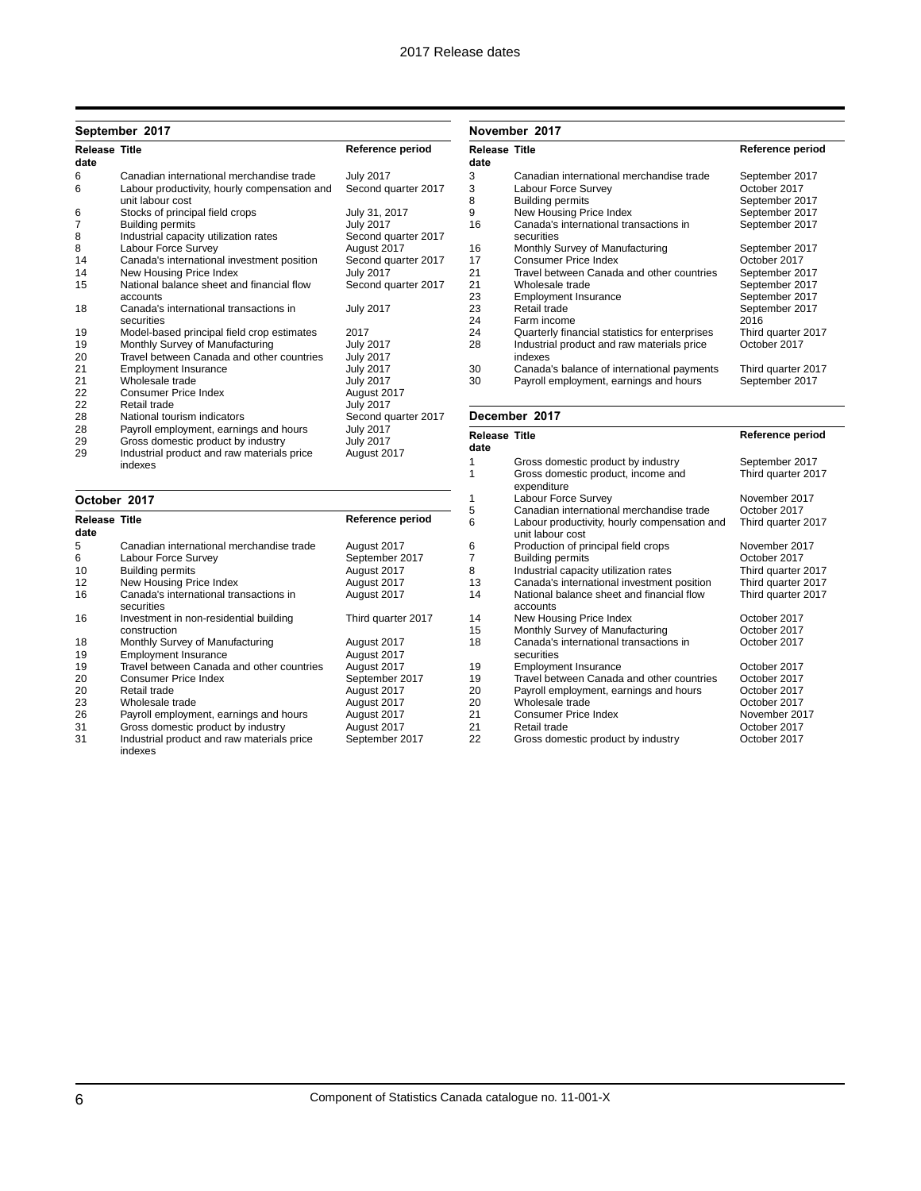## September 2017

| Release date | Title | Reference period |
| --- | --- | --- |
| 6 | Canadian international merchandise trade | July 2017 |
| 6 | Labour productivity, hourly compensation and unit labour cost | Second quarter 2017 |
| 6 | Stocks of principal field crops | July 31, 2017 |
| 7 | Building permits | July 2017 |
| 8 | Industrial capacity utilization rates | Second quarter 2017 |
| 8 | Labour Force Survey | August 2017 |
| 14 | Canada's international investment position | Second quarter 2017 |
| 14 | New Housing Price Index | July 2017 |
| 15 | National balance sheet and financial flow accounts | Second quarter 2017 |
| 18 | Canada's international transactions in securities | July 2017 |
| 19 | Model-based principal field crop estimates | 2017 |
| 19 | Monthly Survey of Manufacturing | July 2017 |
| 20 | Travel between Canada and other countries | July 2017 |
| 21 | Employment Insurance | July 2017 |
| 21 | Wholesale trade | July 2017 |
| 22 | Consumer Price Index | August 2017 |
| 22 | Retail trade | July 2017 |
| 28 | National tourism indicators | Second quarter 2017 |
| 28 | Payroll employment, earnings and hours | July 2017 |
| 29 | Gross domestic product by industry | July 2017 |
| 29 | Industrial product and raw materials price indexes | August 2017 |

## October 2017

| Release date | Title | Reference period |
| --- | --- | --- |
| 5 | Canadian international merchandise trade | August 2017 |
| 6 | Labour Force Survey | September 2017 |
| 10 | Building permits | August 2017 |
| 12 | New Housing Price Index | August 2017 |
| 16 | Canada's international transactions in securities | August 2017 |
| 16 | Investment in non-residential building construction | Third quarter 2017 |
| 18 | Monthly Survey of Manufacturing | August 2017 |
| 19 | Employment Insurance | August 2017 |
| 19 | Travel between Canada and other countries | August 2017 |
| 20 | Consumer Price Index | September 2017 |
| 20 | Retail trade | August 2017 |
| 23 | Wholesale trade | August 2017 |
| 26 | Payroll employment, earnings and hours | August 2017 |
| 31 | Gross domestic product by industry | August 2017 |
| 31 | Industrial product and raw materials price indexes | September 2017 |

## November 2017

| Release date | Title | Reference period |
| --- | --- | --- |
| 3 | Canadian international merchandise trade | September 2017 |
| 3 | Labour Force Survey | October 2017 |
| 8 | Building permits | September 2017 |
| 9 | New Housing Price Index | September 2017 |
| 16 | Canada's international transactions in securities | September 2017 |
| 16 | Monthly Survey of Manufacturing | September 2017 |
| 17 | Consumer Price Index | October 2017 |
| 21 | Travel between Canada and other countries | September 2017 |
| 21 | Wholesale trade | September 2017 |
| 23 | Employment Insurance | September 2017 |
| 23 | Retail trade | September 2017 |
| 24 | Farm income | 2016 |
| 24 | Quarterly financial statistics for enterprises | Third quarter 2017 |
| 28 | Industrial product and raw materials price indexes | October 2017 |
| 30 | Canada's balance of international payments | Third quarter 2017 |
| 30 | Payroll employment, earnings and hours | September 2017 |

## December 2017

| Release date | Title | Reference period |
| --- | --- | --- |
| 1 | Gross domestic product by industry | September 2017 |
| 1 | Gross domestic product, income and expenditure | Third quarter 2017 |
| 1 | Labour Force Survey | November 2017 |
| 5 | Canadian international merchandise trade | October 2017 |
| 6 | Labour productivity, hourly compensation and unit labour cost | Third quarter 2017 |
| 6 | Production of principal field crops | November 2017 |
| 7 | Building permits | October 2017 |
| 8 | Industrial capacity utilization rates | Third quarter 2017 |
| 13 | Canada's international investment position | Third quarter 2017 |
| 14 | National balance sheet and financial flow accounts | Third quarter 2017 |
| 14 | New Housing Price Index | October 2017 |
| 15 | Monthly Survey of Manufacturing | October 2017 |
| 18 | Canada's international transactions in securities | October 2017 |
| 19 | Employment Insurance | October 2017 |
| 19 | Travel between Canada and other countries | October 2017 |
| 20 | Payroll employment, earnings and hours | October 2017 |
| 20 | Wholesale trade | October 2017 |
| 21 | Consumer Price Index | November 2017 |
| 21 | Retail trade | October 2017 |
| 22 | Gross domestic product by industry | October 2017 |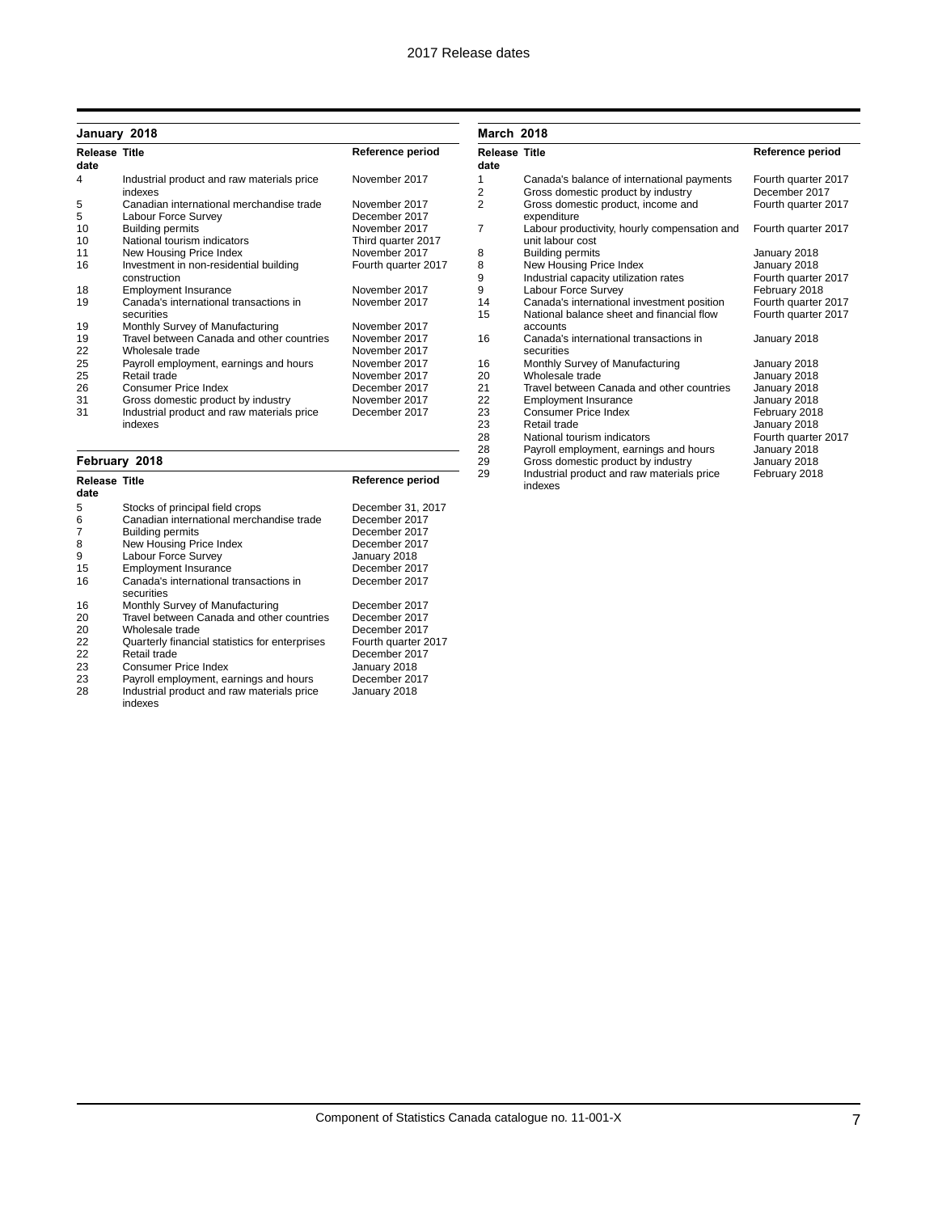## January 2018

| Release date | Title | Reference period |
|---|---|---|
| 4 | Industrial product and raw materials price indexes | November 2017 |
| 5 | Canadian international merchandise trade | November 2017 |
| 5 | Labour Force Survey | December 2017 |
| 10 | Building permits | November 2017 |
| 10 | National tourism indicators | Third quarter 2017 |
| 11 | New Housing Price Index | November 2017 |
| 16 | Investment in non-residential building construction | Fourth quarter 2017 |
| 18 | Employment Insurance | November 2017 |
| 19 | Canada's international transactions in securities | November 2017 |
| 19 | Monthly Survey of Manufacturing | November 2017 |
| 19 | Travel between Canada and other countries | November 2017 |
| 22 | Wholesale trade | November 2017 |
| 25 | Payroll employment, earnings and hours | November 2017 |
| 25 | Retail trade | November 2017 |
| 26 | Consumer Price Index | December 2017 |
| 31 | Gross domestic product by industry | November 2017 |
| 31 | Industrial product and raw materials price indexes | December 2017 |

## February 2018

| Release date | Title | Reference period |
|---|---|---|
| 5 | Stocks of principal field crops | December 31, 2017 |
| 6 | Canadian international merchandise trade | December 2017 |
| 7 | Building permits | December 2017 |
| 8 | New Housing Price Index | December 2017 |
| 9 | Labour Force Survey | January 2018 |
| 15 | Employment Insurance | December 2017 |
| 16 | Canada's international transactions in securities | December 2017 |
| 16 | Monthly Survey of Manufacturing | December 2017 |
| 20 | Travel between Canada and other countries | December 2017 |
| 20 | Wholesale trade | December 2017 |
| 22 | Quarterly financial statistics for enterprises | Fourth quarter 2017 |
| 22 | Retail trade | December 2017 |
| 23 | Consumer Price Index | January 2018 |
| 23 | Payroll employment, earnings and hours | December 2017 |
| 28 | Industrial product and raw materials price indexes | January 2018 |

## March 2018

| Release date | Title | Reference period |
|---|---|---|
| 1 | Canada's balance of international payments | Fourth quarter 2017 |
| 2 | Gross domestic product by industry | December 2017 |
| 2 | Gross domestic product, income and expenditure | Fourth quarter 2017 |
| 7 | Labour productivity, hourly compensation and unit labour cost | Fourth quarter 2017 |
| 8 | Building permits | January 2018 |
| 8 | New Housing Price Index | January 2018 |
| 9 | Industrial capacity utilization rates | Fourth quarter 2017 |
| 9 | Labour Force Survey | February 2018 |
| 14 | Canada's international investment position | Fourth quarter 2017 |
| 15 | National balance sheet and financial flow accounts | Fourth quarter 2017 |
| 16 | Canada's international transactions in securities | January 2018 |
| 16 | Monthly Survey of Manufacturing | January 2018 |
| 20 | Wholesale trade | January 2018 |
| 21 | Travel between Canada and other countries | January 2018 |
| 22 | Employment Insurance | January 2018 |
| 23 | Consumer Price Index | February 2018 |
| 23 | Retail trade | January 2018 |
| 28 | National tourism indicators | Fourth quarter 2017 |
| 28 | Payroll employment, earnings and hours | January 2018 |
| 29 | Gross domestic product by industry | January 2018 |
| 29 | Industrial product and raw materials price indexes | February 2018 |